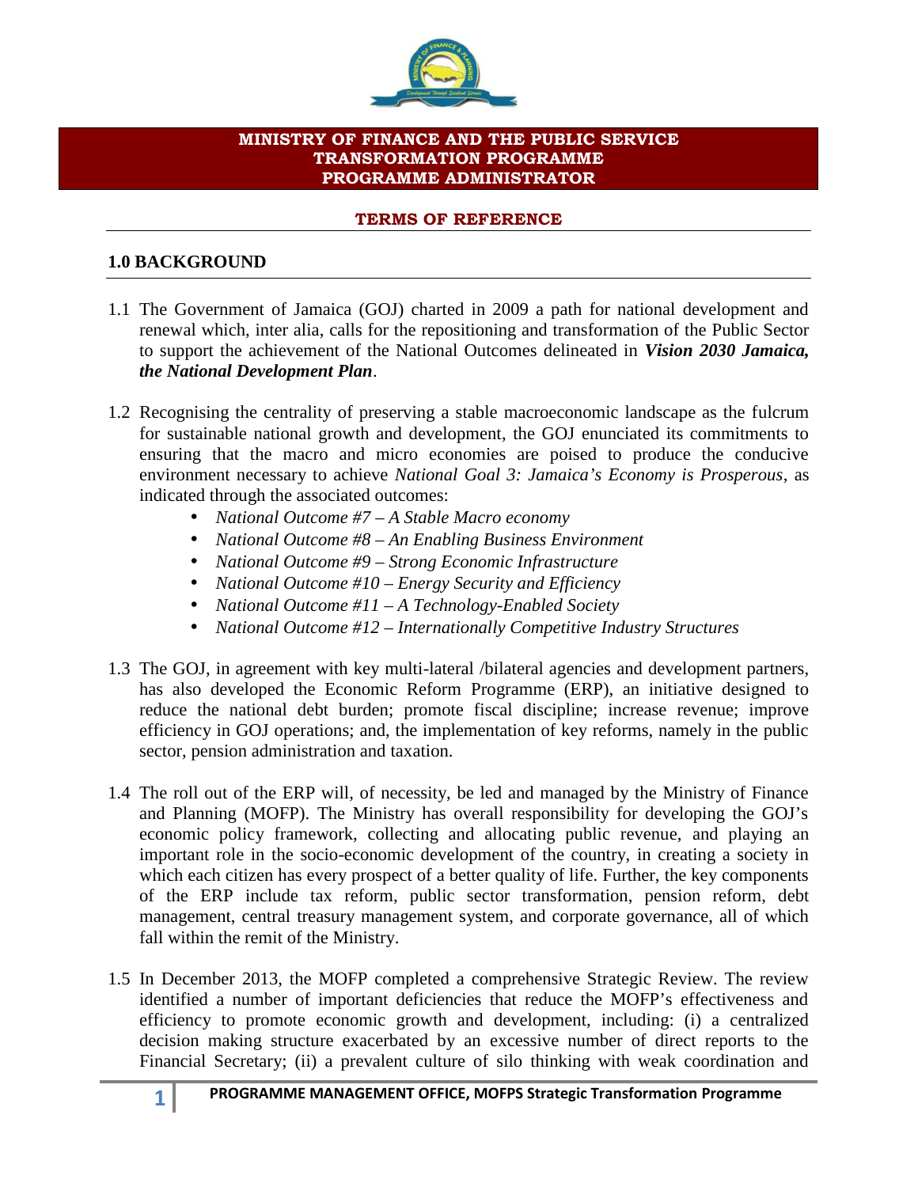**MINISTRY OF FINANCE AND THE PUBLIC SERVICE**
**TRANSFORMATION PROGRAMME**
**PROGRAMME ADMINISTRATOR**

**TERMS OF REFERENCE**

## 1.0 BACKGROUND

1.1 The Government of Jamaica (GOJ) charted in 2009 a path for national development and renewal which, inter alia, calls for the repositioning and transformation of the Public Sector to support the achievement of the National Outcomes delineated in ***Vision 2030 Jamaica, the National Development Plan***.

1.2 Recognising the centrality of preserving a stable macroeconomic landscape as the fulcrum for sustainable national growth and development, the GOJ enunciated its commitments to ensuring that the macro and micro economies are poised to produce the conducive environment necessary to achieve *National Goal 3: Jamaica's Economy is Prosperous*, as indicated through the associated outcomes:

- *National Outcome #7 – A Stable Macro economy*
- *National Outcome #8 – An Enabling Business Environment*
- *National Outcome #9 – Strong Economic Infrastructure*
- *National Outcome #10 – Energy Security and Efficiency*
- *National Outcome #11 – A Technology-Enabled Society*
- *National Outcome #12 – Internationally Competitive Industry Structures*

1.3 The GOJ, in agreement with key multi-lateral /bilateral agencies and development partners, has also developed the Economic Reform Programme (ERP), an initiative designed to reduce the national debt burden; promote fiscal discipline; increase revenue; improve efficiency in GOJ operations; and, the implementation of key reforms, namely in the public sector, pension administration and taxation.

1.4 The roll out of the ERP will, of necessity, be led and managed by the Ministry of Finance and Planning (MOFP). The Ministry has overall responsibility for developing the GOJ's economic policy framework, collecting and allocating public revenue, and playing an important role in the socio-economic development of the country, in creating a society in which each citizen has every prospect of a better quality of life. Further, the key components of the ERP include tax reform, public sector transformation, pension reform, debt management, central treasury management system, and corporate governance, all of which fall within the remit of the Ministry.

1.5 In December 2013, the MOFP completed a comprehensive Strategic Review. The review identified a number of important deficiencies that reduce the MOFP's effectiveness and efficiency to promote economic growth and development, including: (i) a centralized decision making structure exacerbated by an excessive number of direct reports to the Financial Secretary; (ii) a prevalent culture of silo thinking with weak coordination and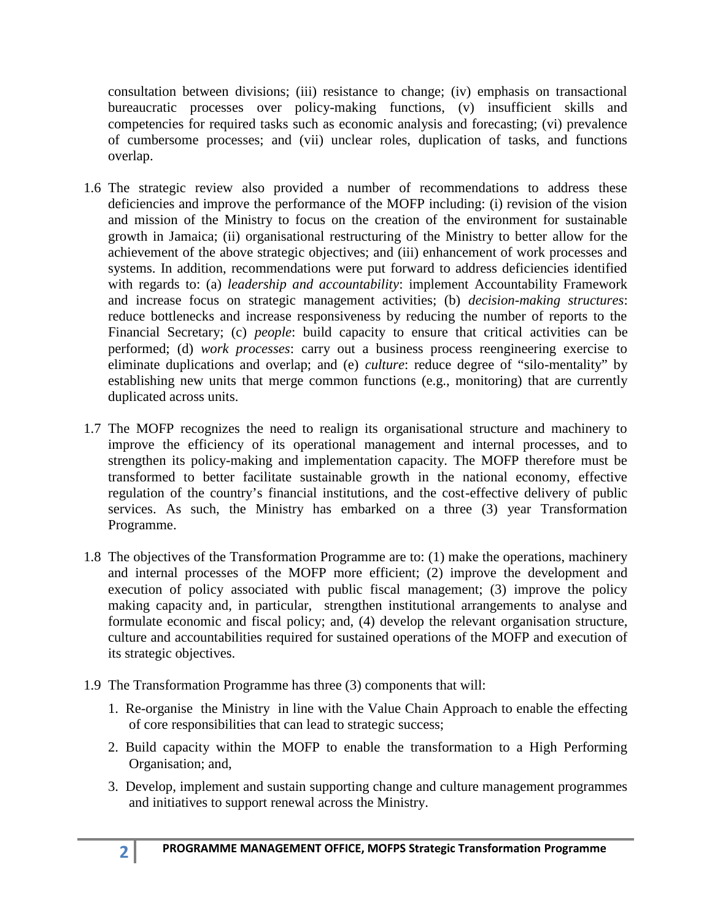consultation between divisions; (iii) resistance to change; (iv) emphasis on transactional bureaucratic processes over policy-making functions, (v) insufficient skills and competencies for required tasks such as economic analysis and forecasting; (vi) prevalence of cumbersome processes; and (vii) unclear roles, duplication of tasks, and functions overlap.

1.6 The strategic review also provided a number of recommendations to address these deficiencies and improve the performance of the MOFP including: (i) revision of the vision and mission of the Ministry to focus on the creation of the environment for sustainable growth in Jamaica; (ii) organisational restructuring of the Ministry to better allow for the achievement of the above strategic objectives; and (iii) enhancement of work processes and systems. In addition, recommendations were put forward to address deficiencies identified with regards to: (a) *leadership and accountability*: implement Accountability Framework and increase focus on strategic management activities; (b) *decision-making structures*: reduce bottlenecks and increase responsiveness by reducing the number of reports to the Financial Secretary; (c) *people*: build capacity to ensure that critical activities can be performed; (d) *work processes*: carry out a business process reengineering exercise to eliminate duplications and overlap; and (e) *culture*: reduce degree of "silo-mentality" by establishing new units that merge common functions (e.g., monitoring) that are currently duplicated across units.

1.7 The MOFP recognizes the need to realign its organisational structure and machinery to improve the efficiency of its operational management and internal processes, and to strengthen its policy-making and implementation capacity. The MOFP therefore must be transformed to better facilitate sustainable growth in the national economy, effective regulation of the country's financial institutions, and the cost-effective delivery of public services. As such, the Ministry has embarked on a three (3) year Transformation Programme.

1.8 The objectives of the Transformation Programme are to: (1) make the operations, machinery and internal processes of the MOFP more efficient; (2) improve the development and execution of policy associated with public fiscal management; (3) improve the policy making capacity and, in particular, strengthen institutional arrangements to analyse and formulate economic and fiscal policy; and, (4) develop the relevant organisation structure, culture and accountabilities required for sustained operations of the MOFP and execution of its strategic objectives.

1.9 The Transformation Programme has three (3) components that will:

1. Re-organise the Ministry in line with the Value Chain Approach to enable the effecting of core responsibilities that can lead to strategic success;

2. Build capacity within the MOFP to enable the transformation to a High Performing Organisation; and,

3. Develop, implement and sustain supporting change and culture management programmes and initiatives to support renewal across the Ministry.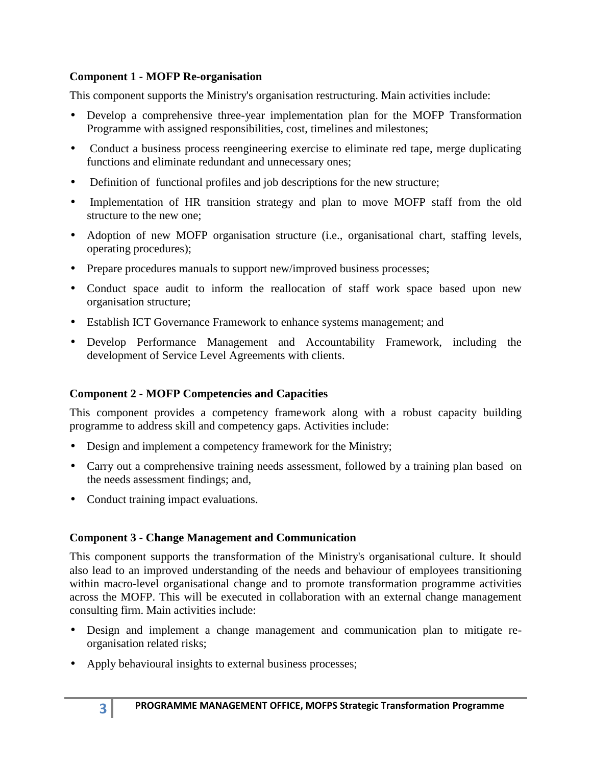**Component 1 - MOFP Re-organisation**

This component supports the Ministry's organisation restructuring. Main activities include:

- Develop a comprehensive three-year implementation plan for the MOFP Transformation Programme with assigned responsibilities, cost, timelines and milestones;
- Conduct a business process reengineering exercise to eliminate red tape, merge duplicating functions and eliminate redundant and unnecessary ones;
- Definition of functional profiles and job descriptions for the new structure;
- Implementation of HR transition strategy and plan to move MOFP staff from the old structure to the new one;
- Adoption of new MOFP organisation structure (i.e., organisational chart, staffing levels, operating procedures);
- Prepare procedures manuals to support new/improved business processes;
- Conduct space audit to inform the reallocation of staff work space based upon new organisation structure;
- Establish ICT Governance Framework to enhance systems management; and
- Develop Performance Management and Accountability Framework, including the development of Service Level Agreements with clients.

**Component 2 - MOFP Competencies and Capacities**

This component provides a competency framework along with a robust capacity building programme to address skill and competency gaps. Activities include:

- Design and implement a competency framework for the Ministry;
- Carry out a comprehensive training needs assessment, followed by a training plan based on the needs assessment findings; and,
- Conduct training impact evaluations.

**Component 3 - Change Management and Communication**

This component supports the transformation of the Ministry's organisational culture. It should also lead to an improved understanding of the needs and behaviour of employees transitioning within macro-level organisational change and to promote transformation programme activities across the MOFP. This will be executed in collaboration with an external change management consulting firm. Main activities include:

- Design and implement a change management and communication plan to mitigate re-organisation related risks;
- Apply behavioural insights to external business processes;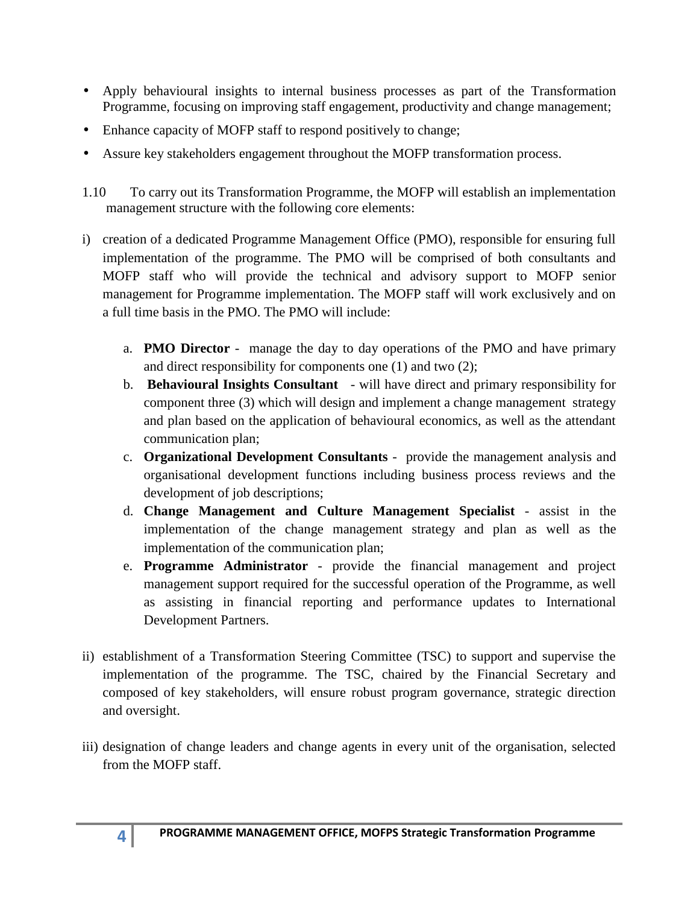- Apply behavioural insights to internal business processes as part of the Transformation Programme, focusing on improving staff engagement, productivity and change management;
- Enhance capacity of MOFP staff to respond positively to change;
- Assure key stakeholders engagement throughout the MOFP transformation process.

1.10 To carry out its Transformation Programme, the MOFP will establish an implementation management structure with the following core elements:

i) creation of a dedicated Programme Management Office (PMO), responsible for ensuring full implementation of the programme. The PMO will be comprised of both consultants and MOFP staff who will provide the technical and advisory support to MOFP senior management for Programme implementation. The MOFP staff will work exclusively and on a full time basis in the PMO. The PMO will include:

   a. **PMO Director** - manage the day to day operations of the PMO and have primary and direct responsibility for components one (1) and two (2);
   b. **Behavioural Insights Consultant** - will have direct and primary responsibility for component three (3) which will design and implement a change management strategy and plan based on the application of behavioural economics, as well as the attendant communication plan;
   c. **Organizational Development Consultants** - provide the management analysis and organisational development functions including business process reviews and the development of job descriptions;
   d. **Change Management and Culture Management Specialist** - assist in the implementation of the change management strategy and plan as well as the implementation of the communication plan;
   e. **Programme Administrator** - provide the financial management and project management support required for the successful operation of the Programme, as well as assisting in financial reporting and performance updates to International Development Partners.

ii) establishment of a Transformation Steering Committee (TSC) to support and supervise the implementation of the programme. The TSC, chaired by the Financial Secretary and composed of key stakeholders, will ensure robust program governance, strategic direction and oversight.

iii) designation of change leaders and change agents in every unit of the organisation, selected from the MOFP staff.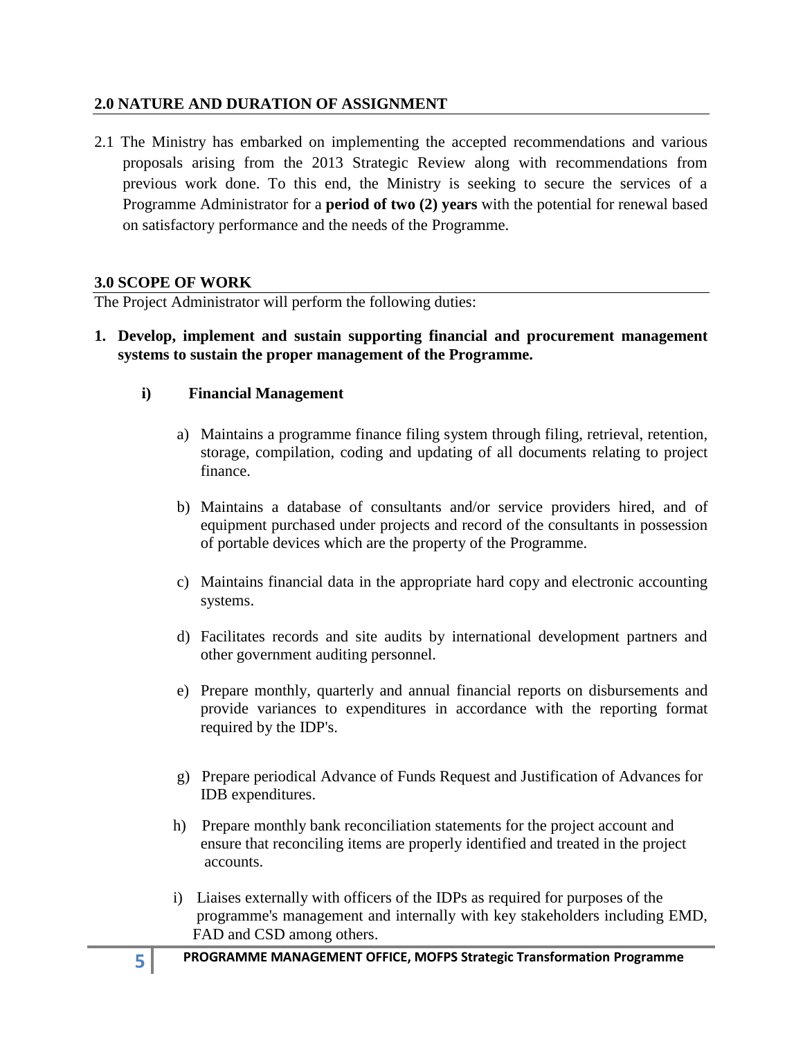## 2.0 NATURE AND DURATION OF ASSIGNMENT

2.1 The Ministry has embarked on implementing the accepted recommendations and various proposals arising from the 2013 Strategic Review along with recommendations from previous work done. To this end, the Ministry is seeking to secure the services of a Programme Administrator for a **period of two (2) years** with the potential for renewal based on satisfactory performance and the needs of the Programme.

## 3.0 SCOPE OF WORK

The Project Administrator will perform the following duties:

**1. Develop, implement and sustain supporting financial and procurement management systems to sustain the proper management of the Programme.**

**i) Financial Management**

a) Maintains a programme finance filing system through filing, retrieval, retention, storage, compilation, coding and updating of all documents relating to project finance.

b) Maintains a database of consultants and/or service providers hired, and of equipment purchased under projects and record of the consultants in possession of portable devices which are the property of the Programme.

c) Maintains financial data in the appropriate hard copy and electronic accounting systems.

d) Facilitates records and site audits by international development partners and other government auditing personnel.

e) Prepare monthly, quarterly and annual financial reports on disbursements and provide variances to expenditures in accordance with the reporting format required by the IDP's.

g) Prepare periodical Advance of Funds Request and Justification of Advances for IDB expenditures.

h) Prepare monthly bank reconciliation statements for the project account and ensure that reconciling items are properly identified and treated in the project accounts.

i) Liaises externally with officers of the IDPs as required for purposes of the programme's management and internally with key stakeholders including EMD, FAD and CSD among others.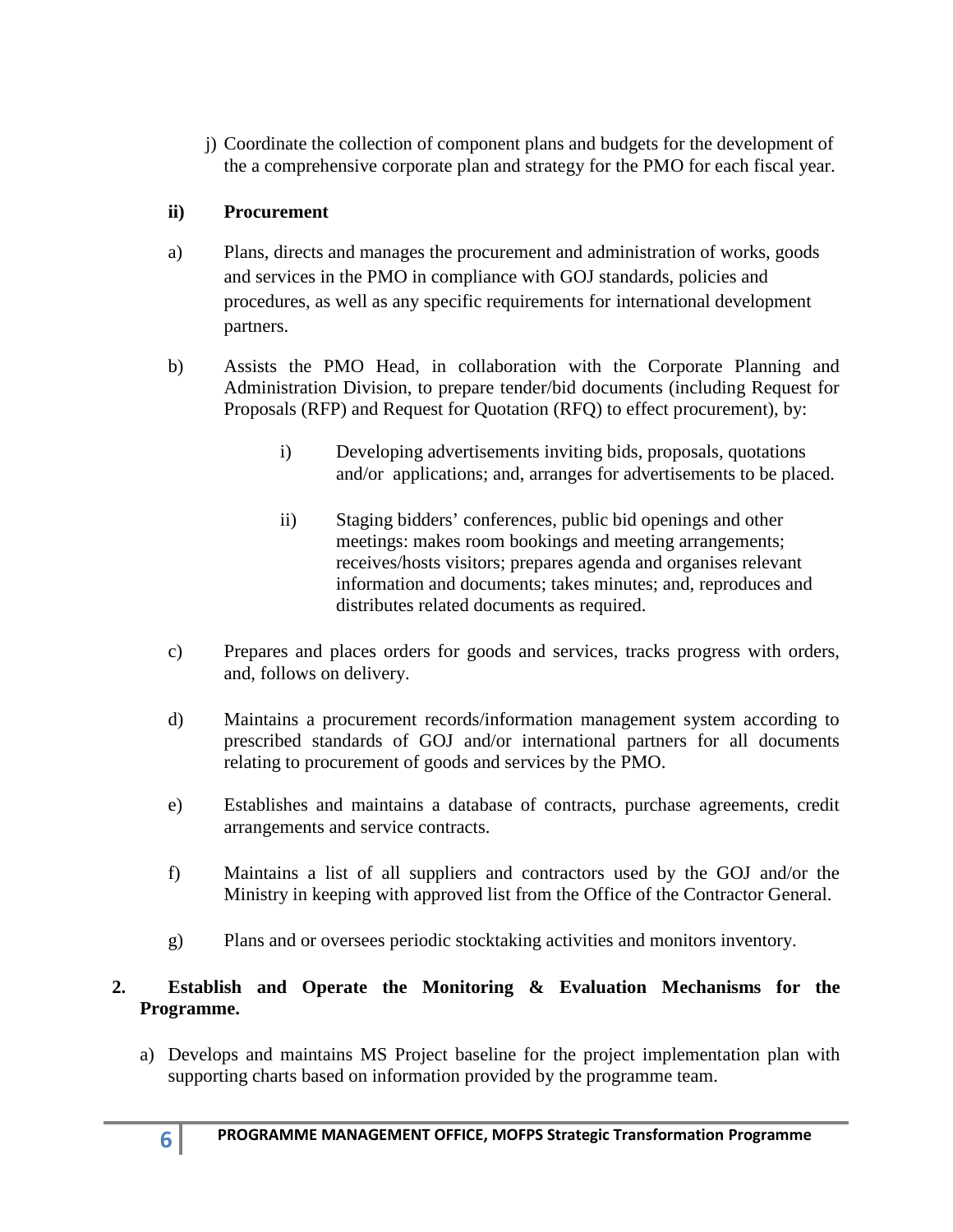j) Coordinate the collection of component plans and budgets for the development of the a comprehensive corporate plan and strategy for the PMO for each fiscal year.

**ii) Procurement**

a) Plans, directs and manages the procurement and administration of works, goods and services in the PMO in compliance with GOJ standards, policies and procedures, as well as any specific requirements for international development partners.

b) Assists the PMO Head, in collaboration with the Corporate Planning and Administration Division, to prepare tender/bid documents (including Request for Proposals (RFP) and Request for Quotation (RFQ) to effect procurement), by:

   i) Developing advertisements inviting bids, proposals, quotations and/or applications; and, arranges for advertisements to be placed.

   ii) Staging bidders' conferences, public bid openings and other meetings: makes room bookings and meeting arrangements; receives/hosts visitors; prepares agenda and organises relevant information and documents; takes minutes; and, reproduces and distributes related documents as required.

c) Prepares and places orders for goods and services, tracks progress with orders, and, follows on delivery.

d) Maintains a procurement records/information management system according to prescribed standards of GOJ and/or international partners for all documents relating to procurement of goods and services by the PMO.

e) Establishes and maintains a database of contracts, purchase agreements, credit arrangements and service contracts.

f) Maintains a list of all suppliers and contractors used by the GOJ and/or the Ministry in keeping with approved list from the Office of the Contractor General.

g) Plans and or oversees periodic stocktaking activities and monitors inventory.

**2. Establish and Operate the Monitoring & Evaluation Mechanisms for the Programme.**

a) Develops and maintains MS Project baseline for the project implementation plan with supporting charts based on information provided by the programme team.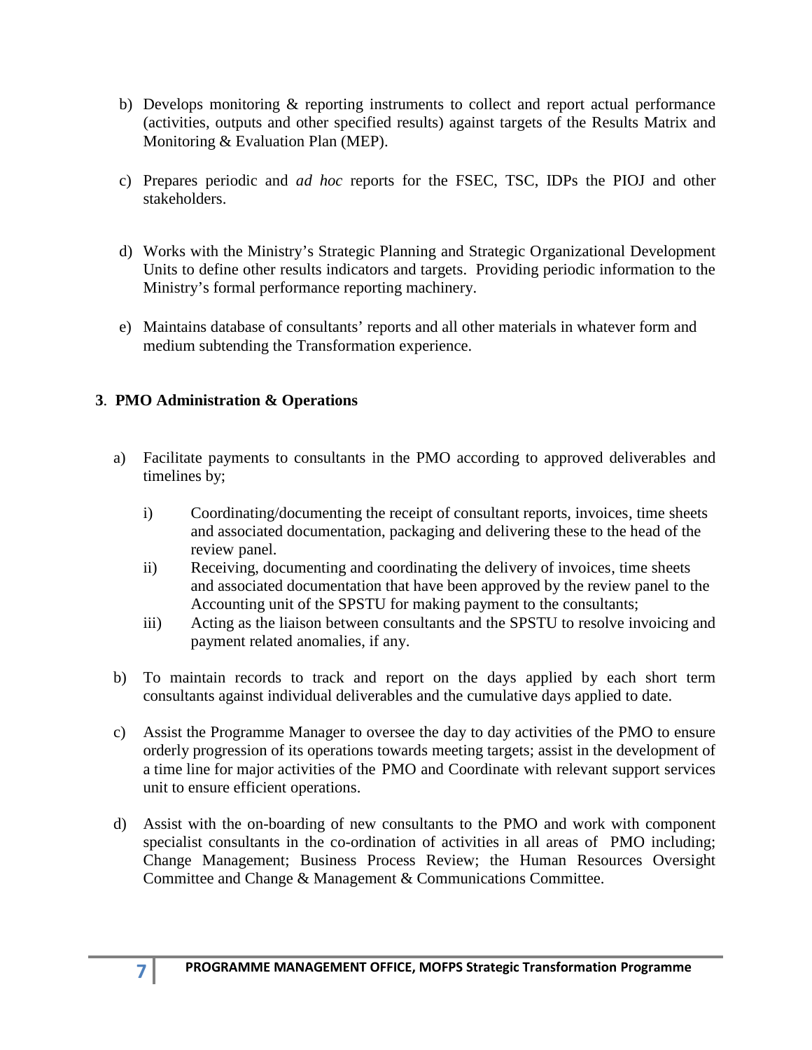b) Develops monitoring & reporting instruments to collect and report actual performance (activities, outputs and other specified results) against targets of the Results Matrix and Monitoring & Evaluation Plan (MEP).

c) Prepares periodic and *ad hoc* reports for the FSEC, TSC, IDPs the PIOJ and other stakeholders.

d) Works with the Ministry's Strategic Planning and Strategic Organizational Development Units to define other results indicators and targets. Providing periodic information to the Ministry's formal performance reporting machinery.

e) Maintains database of consultants' reports and all other materials in whatever form and medium subtending the Transformation experience.

**3. PMO Administration & Operations**

a) Facilitate payments to consultants in the PMO according to approved deliverables and timelines by;

   i) Coordinating/documenting the receipt of consultant reports, invoices, time sheets and associated documentation, packaging and delivering these to the head of the review panel.

   ii) Receiving, documenting and coordinating the delivery of invoices, time sheets and associated documentation that have been approved by the review panel to the Accounting unit of the SPSTU for making payment to the consultants;

   iii) Acting as the liaison between consultants and the SPSTU to resolve invoicing and payment related anomalies, if any.

b) To maintain records to track and report on the days applied by each short term consultants against individual deliverables and the cumulative days applied to date.

c) Assist the Programme Manager to oversee the day to day activities of the PMO to ensure orderly progression of its operations towards meeting targets; assist in the development of a time line for major activities of the PMO and Coordinate with relevant support services unit to ensure efficient operations.

d) Assist with the on-boarding of new consultants to the PMO and work with component specialist consultants in the co-ordination of activities in all areas of PMO including; Change Management; Business Process Review; the Human Resources Oversight Committee and Change & Management & Communications Committee.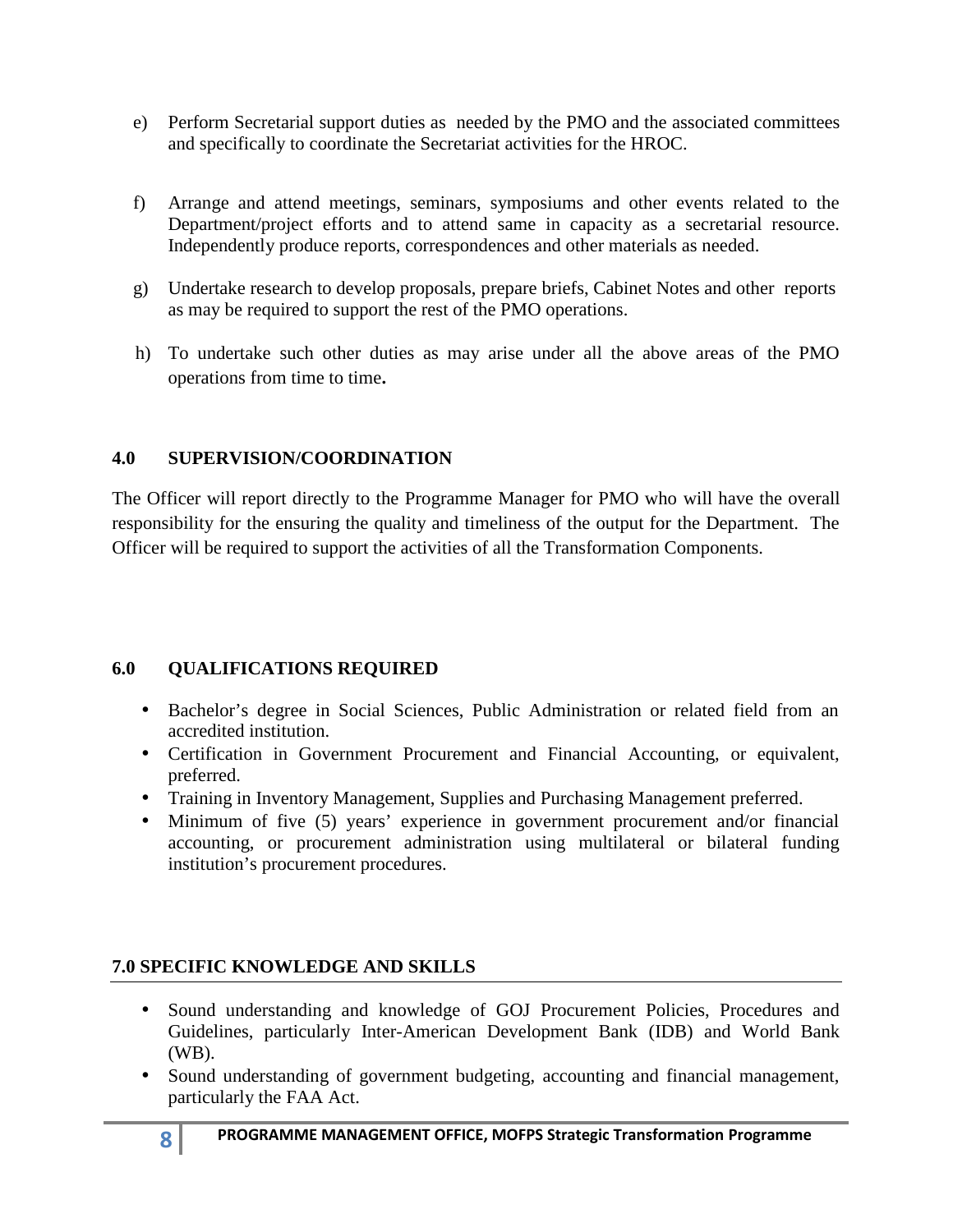e) Perform Secretarial support duties as needed by the PMO and the associated committees and specifically to coordinate the Secretariat activities for the HROC.

f) Arrange and attend meetings, seminars, symposiums and other events related to the Department/project efforts and to attend same in capacity as a secretarial resource. Independently produce reports, correspondences and other materials as needed.

g) Undertake research to develop proposals, prepare briefs, Cabinet Notes and other reports as may be required to support the rest of the PMO operations.

h) To undertake such other duties as may arise under all the above areas of the PMO operations from time to time**.**

## 4.0 SUPERVISION/COORDINATION

The Officer will report directly to the Programme Manager for PMO who will have the overall responsibility for the ensuring the quality and timeliness of the output for the Department. The Officer will be required to support the activities of all the Transformation Components.

## 6.0 QUALIFICATIONS REQUIRED

- Bachelor's degree in Social Sciences, Public Administration or related field from an accredited institution.
- Certification in Government Procurement and Financial Accounting, or equivalent, preferred.
- Training in Inventory Management, Supplies and Purchasing Management preferred.
- Minimum of five (5) years' experience in government procurement and/or financial accounting, or procurement administration using multilateral or bilateral funding institution's procurement procedures.

## 7.0 SPECIFIC KNOWLEDGE AND SKILLS

- Sound understanding and knowledge of GOJ Procurement Policies, Procedures and Guidelines, particularly Inter-American Development Bank (IDB) and World Bank (WB).
- Sound understanding of government budgeting, accounting and financial management, particularly the FAA Act.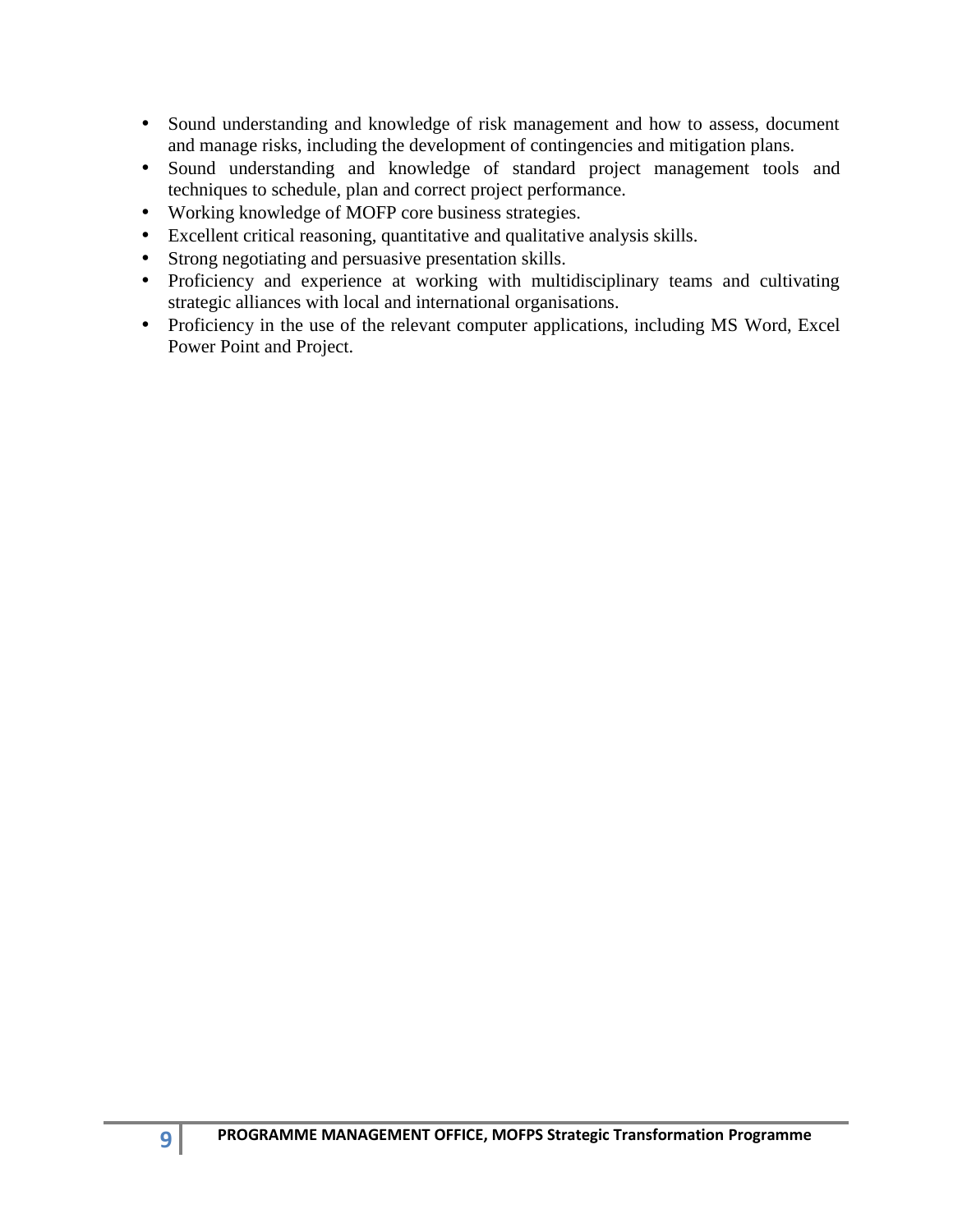- Sound understanding and knowledge of risk management and how to assess, document and manage risks, including the development of contingencies and mitigation plans.
- Sound understanding and knowledge of standard project management tools and techniques to schedule, plan and correct project performance.
- Working knowledge of MOFP core business strategies.
- Excellent critical reasoning, quantitative and qualitative analysis skills.
- Strong negotiating and persuasive presentation skills.
- Proficiency and experience at working with multidisciplinary teams and cultivating strategic alliances with local and international organisations.
- Proficiency in the use of the relevant computer applications, including MS Word, Excel Power Point and Project.